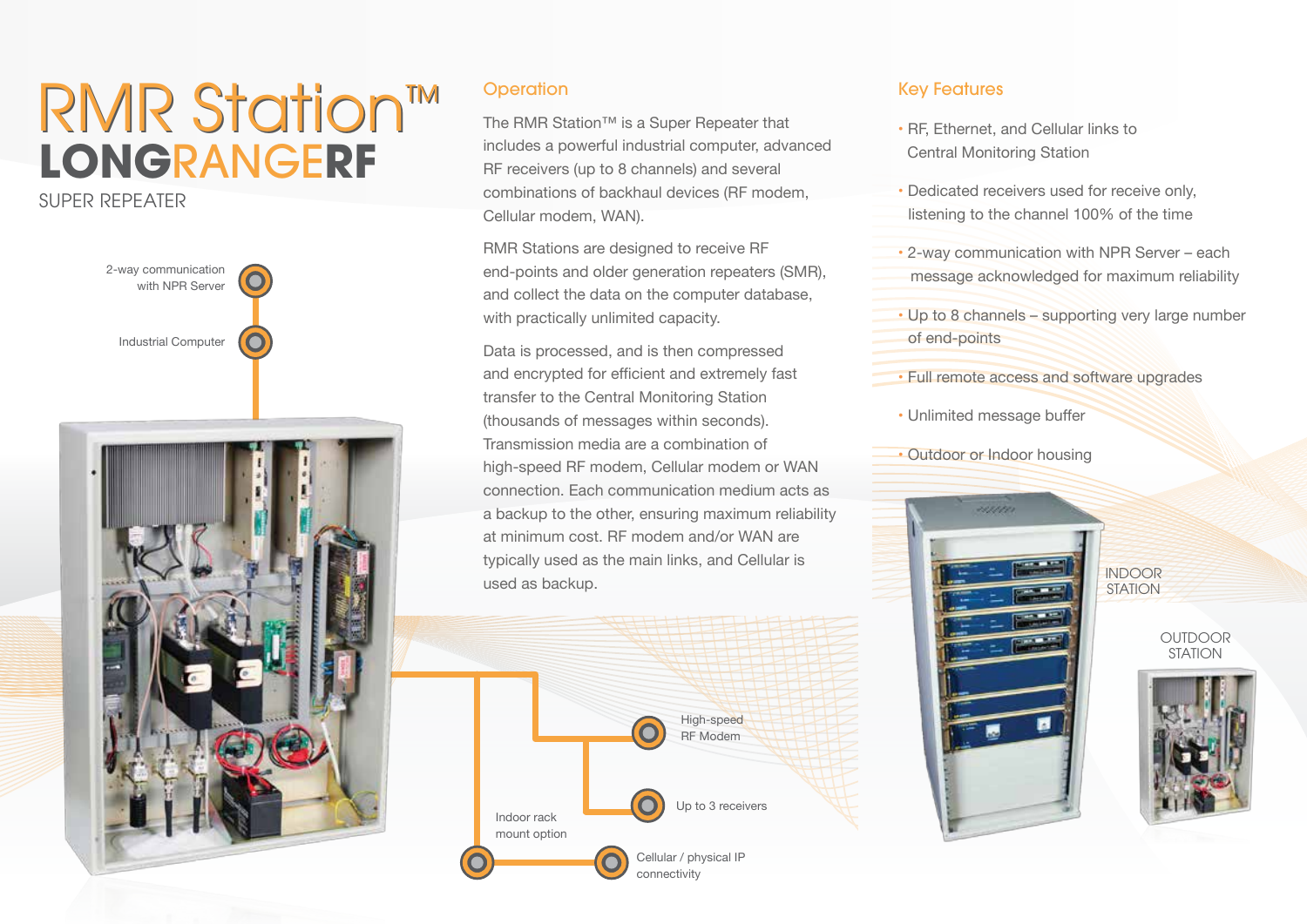# RMR Station™ LONGRANGERF

SUPER REPEATER

2-way communication with NPR Server

Industrial Computer

High-speed RF Modem

Up to 3 receivers

Indoor rack mount option

Cellular / physical IP connectivity

## Operation

The RMR Station™ is a Super Repeater that includes a powerful industrial computer, advanced RF receivers (up to 8 channels) and several combinations of backhaul devices (RF modem, Cellular modem, WAN).

RMR Stations are designed to receive RF end-points and older generation repeaters (SMR), and collect the data on the computer database, with practically unlimited capacity.

Data is processed, and is then compressed and encrypted for efficient and extremely fast transfer to the Central Monitoring Station (thousands of messages within seconds). Transmission media are a combination of high-speed RF modem, Cellular modem or WAN connection. Each communication medium acts as a backup to the other, ensuring maximum reliability at minimum cost. RF modem and/or WAN are typically used as the main links, and Cellular is used as backup.

## Key Features

- RF, Ethernet, and Cellular links to Central Monitoring Station
- Dedicated receivers used for receive only, listening to the channel 100% of the time
- 2-way communication with NPR Server – each message acknowledged for maximum reliability
- Up to 8 channels – supporting very large number of end-points
- Full remote access and software upgrades
- Unlimited message buffer
- Outdoor or Indoor housing

INDOOR STATION

OUTDOOR STATION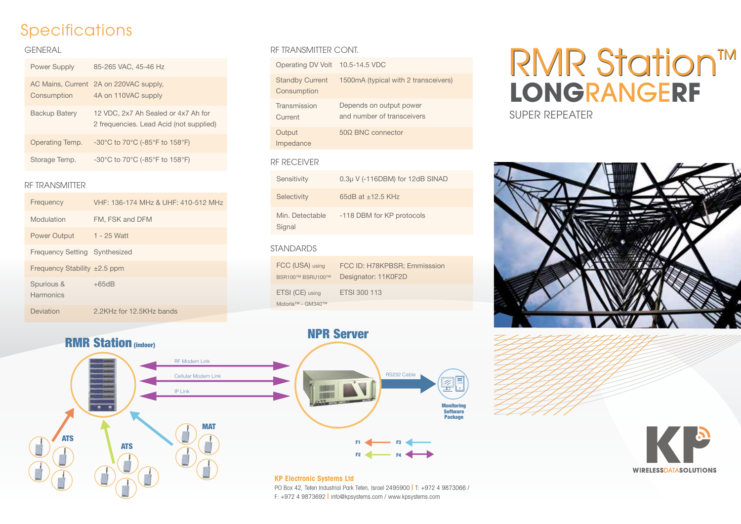# Specifications

## GENERAL

| | |
|---|---|
| Power Supply | 85-265 VAC, 45-46 Hz |
| AC Mains, Current Consumption | 2A on 220VAC supply, 4A on 110VAC supply |
| Backup Batery | 12 VDC, 2x7 Ah Sealed or 4x7 Ah for 2 frequencies. Lead Acid (not supplied) |
| Operating Temp. | -30°C to 70°C (-85°F to 158°F) |
| Storage Temp. | -30°C to 70°C (-85°F to 158°F) |

## RF TRANSMITTER

| | |
|---|---|
| Frequency | VHF: 136-174 MHz & UHF: 410-512 MHz |
| Modulation | FM, FSK and DFM |
| Power Output | 1 - 25 Watt |
| Frequency Setting | Synthesized |
| Frequency Stability | ±2.5 ppm |
| Spurious & Harmonics | +65dB |
| Deviation | 2.2KHz for 12.5KHz bands |

## RF TRANSMITTER CONT.

| | |
|---|---|
| Operating DV Volt | 10.5-14.5 VDC |
| Standby Current Consumption | 1500mA (typical with 2 transceivers) |
| Transmission Current | Depends on output power and number of transceivers |
| Output Impedance | 50Ω BNC connector |

## RF RECEIVER

| | |
|---|---|
| Sensitivity | 0.3μ V (-116DBM) for 12dB SINAD |
| Selectivity | 65dB at ±12.5 KHz |
| Min. Detectable Signal | -118 DBM for KP protocols |

## STANDARDS

| | |
|---|---|
| FCC (USA) using BSR100™ BSRU100™ | FCC ID: H78KPBSR; Emmisssion Designator: 11K0F2D |
| ETSI (CE) using Motorla™ - GM340™ | ETSI 300 113 |

# RMR Station™ LONGRANGERF

SUPER REPEATER

RMR Station (indoor)

NPR Server

RF Modem Link

Cellular Modem Link

IP Link

RS232 Cable

Monitoring Software Package

ATS

ATS

MAT

F1 F2 F3 F4

**KP Electronic Systems Ltd**

PO Box 42, Tefen Industrial Park Tefen, Israel 2495900 | T: +972 4 9873066 / F: +972 4 9873692 | info@kpsystems.com / www.kpsystems.com

KP WIRELESSDATASOLUTIONS